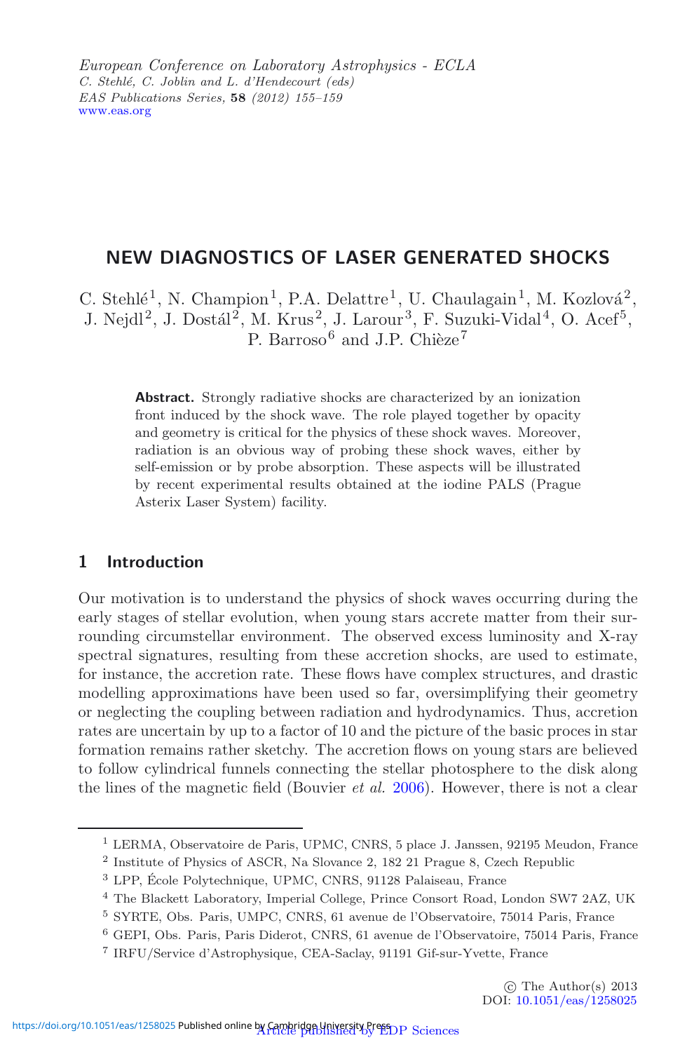# NEW DIAGNOSTICS OF LASER GENERATED SHOCKS

C. Stehlé[1], N. Champion[1], P.A. Delattre[1], U. Chaulagain[1], M. Kozlová[2], J. Nejdl[2], J. Dostál[2], M. Krus[2], J. Larour[3], F. Suzuki-Vidal[4], O. Acef[5], P. Barroso[6] and J.P. Chièze[7]

**Abstract.** Strongly radiative shocks are characterized by an ionization front induced by the shock wave. The role played together by opacity and geometry is critical for the physics of these shock waves. Moreover, radiation is an obvious way of probing these shock waves, either by self-emission or by probe absorption. These aspects will be illustrated by recent experimental results obtained at the iodine PALS (Prague Asterix Laser System) facility.

## 1 Introduction

Our motivation is to understand the physics of shock waves occurring during the early stages of stellar evolution, when young stars accrete matter from their surrounding circumstellar environment. The observed excess luminosity and X-ray spectral signatures, resulting from these accretion shocks, are used to estimate, for instance, the accretion rate. These flows have complex structures, and drastic modelling approximations have been used so far, oversimplifying their geometry or neglecting the coupling between radiation and hydrodynamics. Thus, accretion rates are uncertain by up to a factor of 10 and the picture of the basic proces in star formation remains rather sketchy. The accretion flows on young stars are believed to follow cylindrical funnels connecting the stellar photosphere to the disk along the lines of the magnetic field (Bouvier *et al.* 2006). However, there is not a clear

[1] LERMA, Observatoire de Paris, UPMC, CNRS, 5 place J. Janssen, 92195 Meudon, France

[2] Institute of Physics of ASCR, Na Slovance 2, 182 21 Prague 8, Czech Republic

[3] LPP, École Polytechnique, UPMC, CNRS, 91128 Palaiseau, France

[4] The Blackett Laboratory, Imperial College, Prince Consort Road, London SW7 2AZ, UK

[5] SYRTE, Obs. Paris, UMPC, CNRS, 61 avenue de l'Observatoire, 75014 Paris, France

[6] GEPI, Obs. Paris, Paris Diderot, CNRS, 61 avenue de l'Observatoire, 75014 Paris, France

[7] IRFU/Service d'Astrophysique, CEA-Saclay, 91191 Gif-sur-Yvette, France

© The Author(s) 2013
DOI: 10.1051/eas/1258025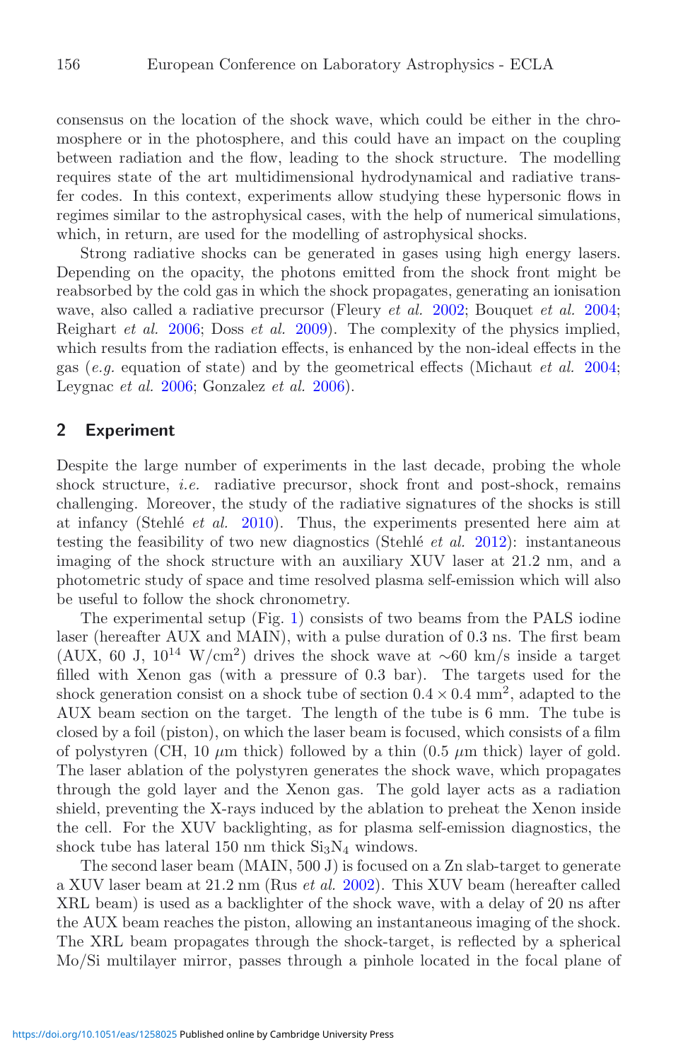consensus on the location of the shock wave, which could be either in the chromosphere or in the photosphere, and this could have an impact on the coupling between radiation and the flow, leading to the shock structure. The modelling requires state of the art multidimensional hydrodynamical and radiative transfer codes. In this context, experiments allow studying these hypersonic flows in regimes similar to the astrophysical cases, with the help of numerical simulations, which, in return, are used for the modelling of astrophysical shocks.

Strong radiative shocks can be generated in gases using high energy lasers. Depending on the opacity, the photons emitted from the shock front might be reabsorbed by the cold gas in which the shock propagates, generating an ionisation wave, also called a radiative precursor (Fleury *et al.* 2002; Bouquet *et al.* 2004; Reighart *et al.* 2006; Doss *et al.* 2009). The complexity of the physics implied, which results from the radiation effects, is enhanced by the non-ideal effects in the gas (*e.g.* equation of state) and by the geometrical effects (Michaut *et al.* 2004; Leygnac *et al.* 2006; Gonzalez *et al.* 2006).

## 2 Experiment

Despite the large number of experiments in the last decade, probing the whole shock structure, *i.e.* radiative precursor, shock front and post-shock, remains challenging. Moreover, the study of the radiative signatures of the shocks is still at infancy (Stehlé *et al.* 2010). Thus, the experiments presented here aim at testing the feasibility of two new diagnostics (Stehlé *et al.* 2012): instantaneous imaging of the shock structure with an auxiliary XUV laser at 21.2 nm, and a photometric study of space and time resolved plasma self-emission which will also be useful to follow the shock chronometry.

The experimental setup (Fig. 1) consists of two beams from the PALS iodine laser (hereafter AUX and MAIN), with a pulse duration of 0.3 ns. The first beam (AUX, 60 J, $10^{14}$ W/cm$^2$) drives the shock wave at $\sim$60 km/s inside a target filled with Xenon gas (with a pressure of 0.3 bar). The targets used for the shock generation consist on a shock tube of section $0.4 \times 0.4$ mm$^2$, adapted to the AUX beam section on the target. The length of the tube is 6 mm. The tube is closed by a foil (piston), on which the laser beam is focused, which consists of a film of polystyren (CH, 10 $\mu$m thick) followed by a thin (0.5 $\mu$m thick) layer of gold. The laser ablation of the polystyren generates the shock wave, which propagates through the gold layer and the Xenon gas. The gold layer acts as a radiation shield, preventing the X-rays induced by the ablation to preheat the Xenon inside the cell. For the XUV backlighting, as for plasma self-emission diagnostics, the shock tube has lateral 150 nm thick $Si_3N_4$ windows.

The second laser beam (MAIN, 500 J) is focused on a Zn slab-target to generate a XUV laser beam at 21.2 nm (Rus *et al.* 2002). This XUV beam (hereafter called XRL beam) is used as a backlighter of the shock wave, with a delay of 20 ns after the AUX beam reaches the piston, allowing an instantaneous imaging of the shock. The XRL beam propagates through the shock-target, is reflected by a spherical Mo/Si multilayer mirror, passes through a pinhole located in the focal plane of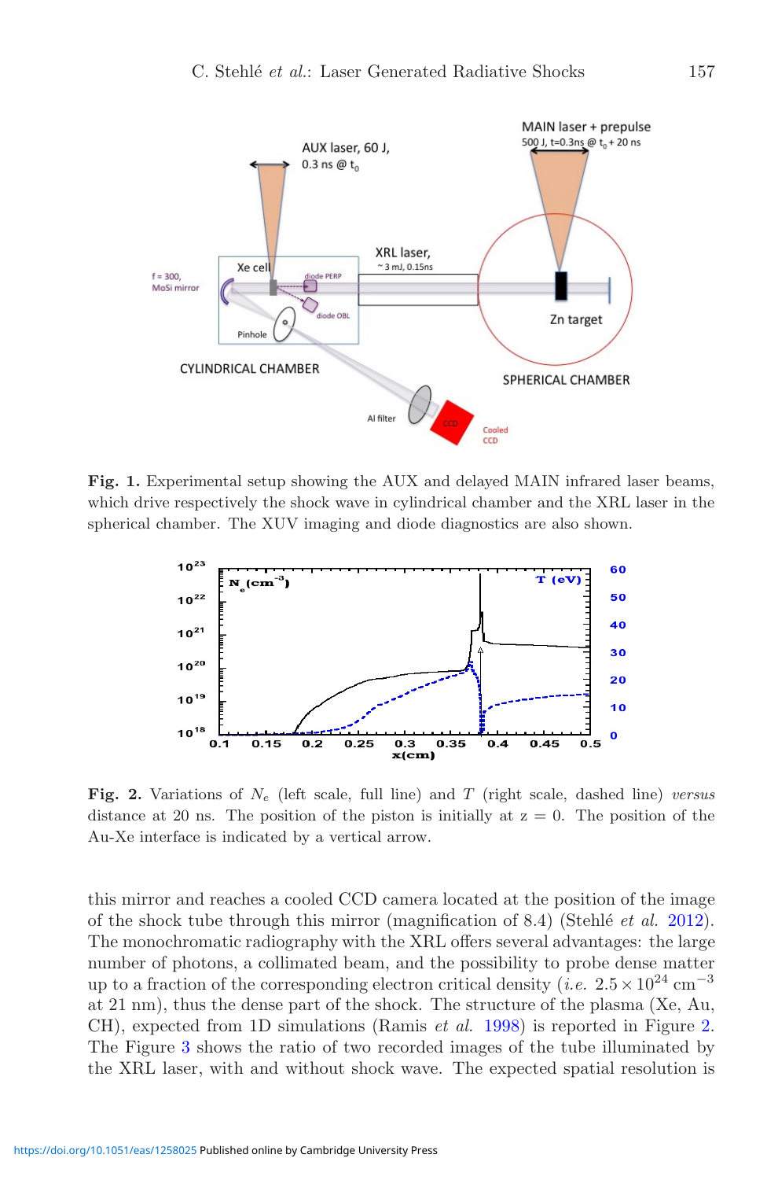**Fig. 1.** Experimental setup showing the AUX and delayed MAIN infrared laser beams, which drive respectively the shock wave in cylindrical chamber and the XRL laser in the spherical chamber. The XUV imaging and diode diagnostics are also shown.

**Fig. 2.** Variations of $N_e$ (left scale, full line) and $T$ (right scale, dashed line) *versus* distance at 20 ns. The position of the piston is initially at z = 0. The position of the Au-Xe interface is indicated by a vertical arrow.

this mirror and reaches a cooled CCD camera located at the position of the image of the shock tube through this mirror (magnification of 8.4) (Stehlé *et al.* 2012). The monochromatic radiography with the XRL offers several advantages: the large number of photons, a collimated beam, and the possibility to probe dense matter up to a fraction of the corresponding electron critical density (*i.e.* $2.5 \times 10^{24}$ cm$^{-3}$ at 21 nm), thus the dense part of the shock. The structure of the plasma (Xe, Au, CH), expected from 1D simulations (Ramis *et al.* 1998) is reported in Figure 2. The Figure 3 shows the ratio of two recorded images of the tube illuminated by the XRL laser, with and without shock wave. The expected spatial resolution is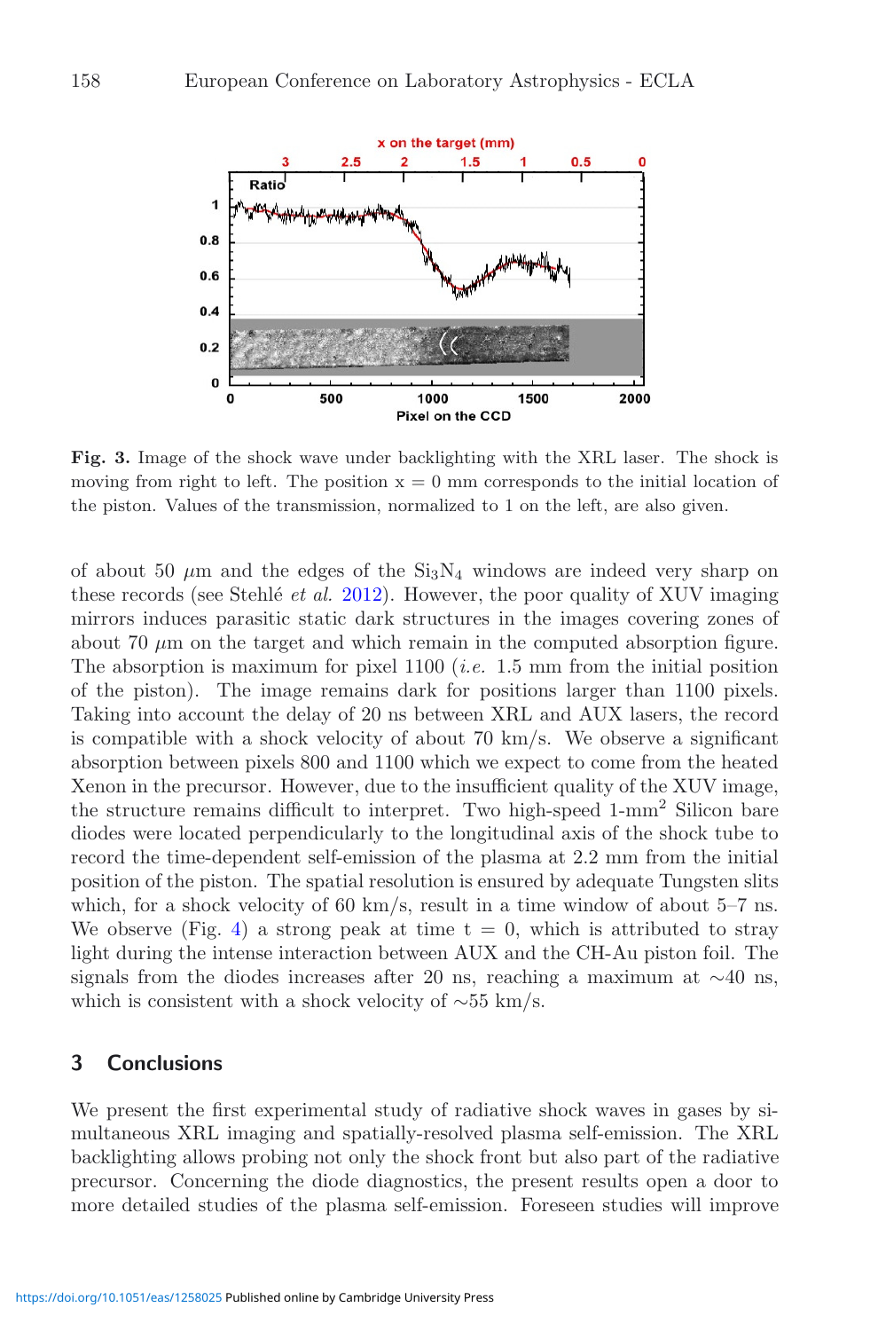**Fig. 3.** Image of the shock wave under backlighting with the XRL laser. The shock is moving from right to left. The position x = 0 mm corresponds to the initial location of the piston. Values of the transmission, normalized to 1 on the left, are also given.

of about 50 $\mu$m and the edges of the $Si_3N_4$ windows are indeed very sharp on these records (see Stehlé *et al.* 2012). However, the poor quality of XUV imaging mirrors induces parasitic static dark structures in the images covering zones of about 70 $\mu$m on the target and which remain in the computed absorption figure. The absorption is maximum for pixel 1100 (*i.e.* 1.5 mm from the initial position of the piston). The image remains dark for positions larger than 1100 pixels. Taking into account the delay of 20 ns between XRL and AUX lasers, the record is compatible with a shock velocity of about 70 km/s. We observe a significant absorption between pixels 800 and 1100 which we expect to come from the heated Xenon in the precursor. However, due to the insufficient quality of the XUV image, the structure remains difficult to interpret. Two high-speed 1-mm$^2$ Silicon bare diodes were located perpendicularly to the longitudinal axis of the shock tube to record the time-dependent self-emission of the plasma at 2.2 mm from the initial position of the piston. The spatial resolution is ensured by adequate Tungsten slits which, for a shock velocity of 60 km/s, result in a time window of about 5–7 ns. We observe (Fig. 4) a strong peak at time t = 0, which is attributed to stray light during the intense interaction between AUX and the CH-Au piston foil. The signals from the diodes increases after 20 ns, reaching a maximum at ~40 ns, which is consistent with a shock velocity of ~55 km/s.

## 3 Conclusions

We present the first experimental study of radiative shock waves in gases by simultaneous XRL imaging and spatially-resolved plasma self-emission. The XRL backlighting allows probing not only the shock front but also part of the radiative precursor. Concerning the diode diagnostics, the present results open a door to more detailed studies of the plasma self-emission. Foreseen studies will improve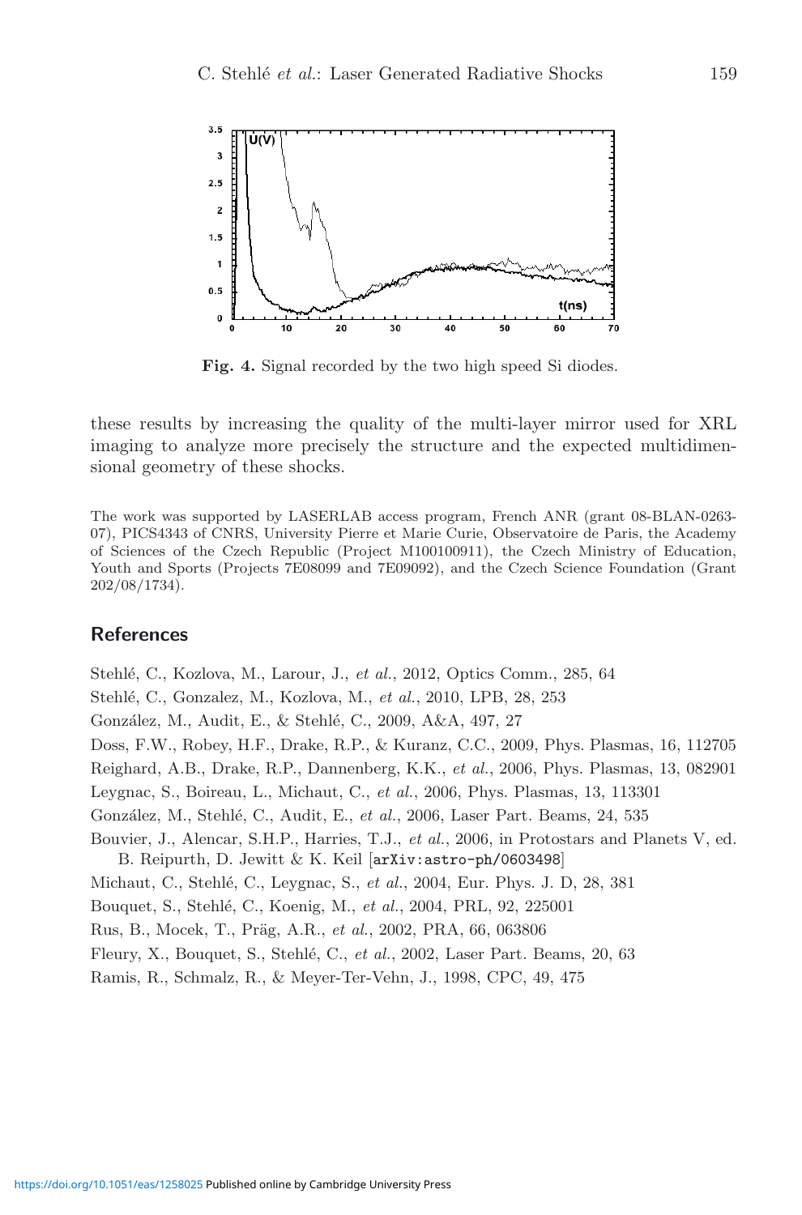U(V)

3.5
3
2.5
2
1.5
1
0.5
0

t(ns)

0 10 20 30 40 50 60 70

**Fig. 4.** Signal recorded by the two high speed Si diodes.

these results by increasing the quality of the multi-layer mirror used for XRL imaging to analyze more precisely the structure and the expected multidimensional geometry of these shocks.

The work was supported by LASERLAB access program, French ANR (grant 08-BLAN-0263-07), PICS4343 of CNRS, University Pierre et Marie Curie, Observatoire de Paris, the Academy of Sciences of the Czech Republic (Project M100100911), the Czech Ministry of Education, Youth and Sports (Projects 7E08099 and 7E09092), and the Czech Science Foundation (Grant 202/08/1734).

## References

Stehlé, C., Kozlova, M., Larour, J., *et al.*, 2012, Optics Comm., 285, 64

Stehlé, C., Gonzalez, M., Kozlova, M., *et al.*, 2010, LPB, 28, 253

González, M., Audit, E., & Stehlé, C., 2009, A&A, 497, 27

Doss, F.W., Robey, H.F., Drake, R.P., & Kuranz, C.C., 2009, Phys. Plasmas, 16, 112705

Reighard, A.B., Drake, R.P., Dannenberg, K.K., *et al.*, 2006, Phys. Plasmas, 13, 082901

Leygnac, S., Boireau, L., Michaut, C., *et al.*, 2006, Phys. Plasmas, 13, 113301

González, M., Stehlé, C., Audit, E., *et al.*, 2006, Laser Part. Beams, 24, 535

Bouvier, J., Alencar, S.H.P., Harries, T.J., *et al.*, 2006, in Protostars and Planets V, ed. B. Reipurth, D. Jewitt & K. Keil [arXiv:astro-ph/0603498]

Michaut, C., Stehlé, C., Leygnac, S., *et al.*, 2004, Eur. Phys. J. D, 28, 381

Bouquet, S., Stehlé, C., Koenig, M., *et al.*, 2004, PRL, 92, 225001

Rus, B., Mocek, T., Präg, A.R., *et al.*, 2002, PRA, 66, 063806

Fleury, X., Bouquet, S., Stehlé, C., *et al.*, 2002, Laser Part. Beams, 20, 63

Ramis, R., Schmalz, R., & Meyer-Ter-Vehn, J., 1998, CPC, 49, 475